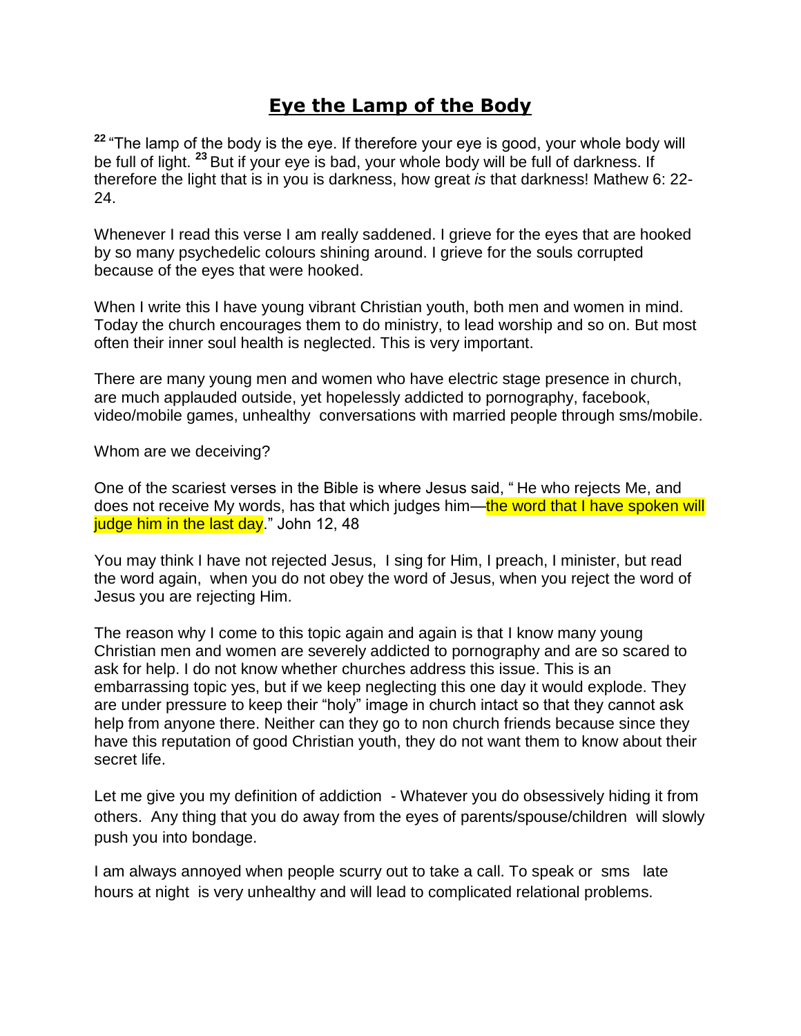# **Eye the Lamp of the Body**

[22] "The lamp of the body is the eye. If therefore your eye is good, your whole body will be full of light. [23] But if your eye is bad, your whole body will be full of darkness. If therefore the light that is in you is darkness, how great *is* that darkness! Mathew 6: 22-24.

Whenever I read this verse I am really saddened. I grieve for the eyes that are hooked by so many psychedelic colours shining around. I grieve for the souls corrupted because of the eyes that were hooked.

When I write this I have young vibrant Christian youth, both men and women in mind. Today the church encourages them to do ministry, to lead worship and so on. But most often their inner soul health is neglected. This is very important.

There are many young men and women who have electric stage presence in church, are much applauded outside, yet hopelessly addicted to pornography, facebook, video/mobile games, unhealthy conversations with married people through sms/mobile.

Whom are we deceiving?

One of the scariest verses in the Bible is where Jesus said, " He who rejects Me, and does not receive My words, has that which judges him—the word that I have spoken will judge him in the last day." John 12, 48

You may think I have not rejected Jesus, I sing for Him, I preach, I minister, but read the word again, when you do not obey the word of Jesus, when you reject the word of Jesus you are rejecting Him.

The reason why I come to this topic again and again is that I know many young Christian men and women are severely addicted to pornography and are so scared to ask for help. I do not know whether churches address this issue. This is an embarrassing topic yes, but if we keep neglecting this one day it would explode. They are under pressure to keep their "holy" image in church intact so that they cannot ask help from anyone there. Neither can they go to non church friends because since they have this reputation of good Christian youth, they do not want them to know about their secret life.

Let me give you my definition of addiction - Whatever you do obsessively hiding it from others. Any thing that you do away from the eyes of parents/spouse/children will slowly push you into bondage.

I am always annoyed when people scurry out to take a call. To speak or sms late hours at night is very unhealthy and will lead to complicated relational problems.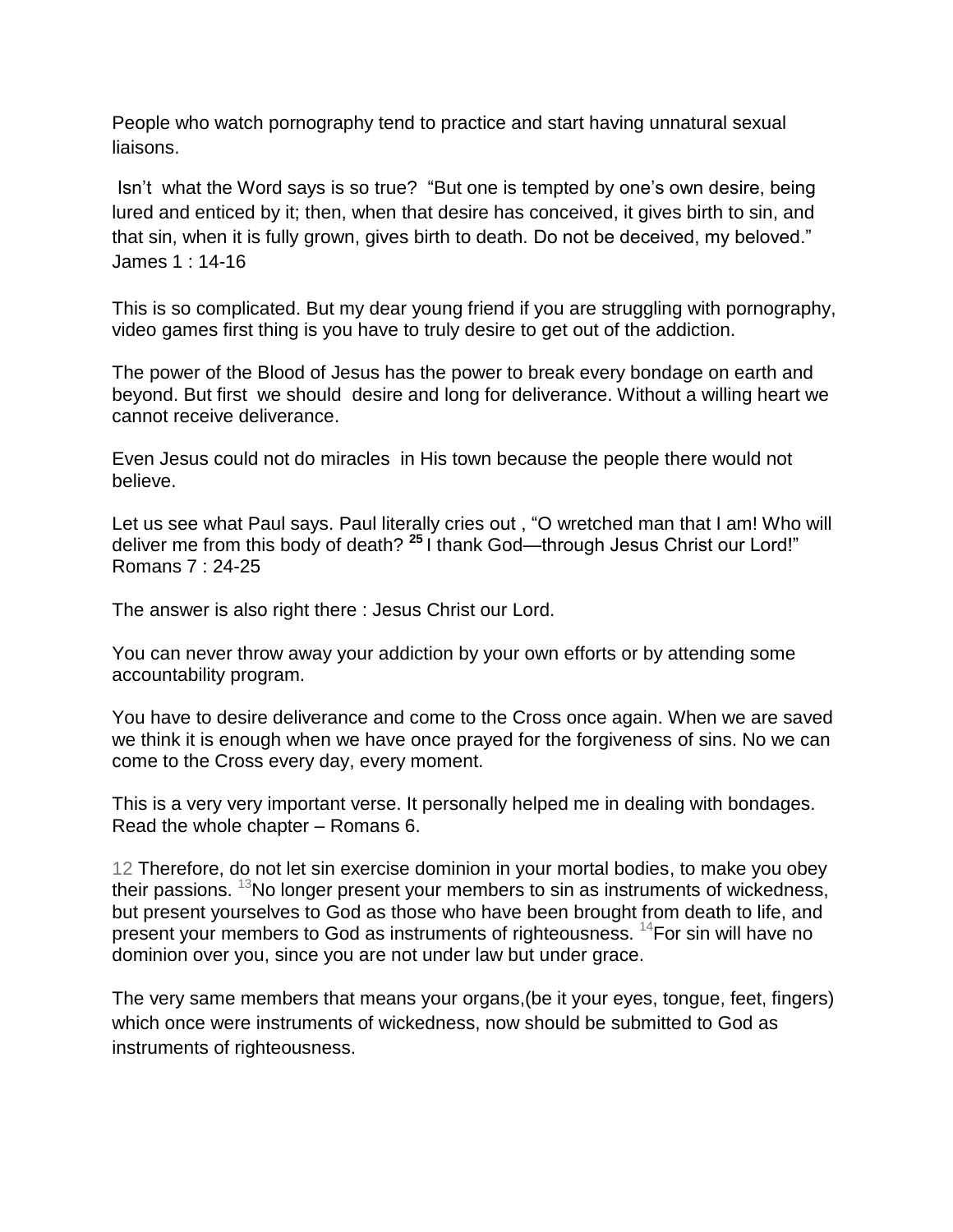People who watch pornography tend to practice and start having unnatural sexual liaisons.

Isn't what the Word says is so true? "But one is tempted by one's own desire, being lured and enticed by it; then, when that desire has conceived, it gives birth to sin, and that sin, when it is fully grown, gives birth to death. Do not be deceived, my beloved." James 1 : 14-16

This is so complicated. But my dear young friend if you are struggling with pornography, video games first thing is you have to truly desire to get out of the addiction.

The power of the Blood of Jesus has the power to break every bondage on earth and beyond. But first we should desire and long for deliverance. Without a willing heart we cannot receive deliverance.

Even Jesus could not do miracles in His town because the people there would not believe.

Let us see what Paul says. Paul literally cries out , "O wretched man that I am! Who will deliver me from this body of death? **25** I thank God—through Jesus Christ our Lord!" Romans 7 : 24-25

The answer is also right there : Jesus Christ our Lord.

You can never throw away your addiction by your own efforts or by attending some accountability program.

You have to desire deliverance and come to the Cross once again. When we are saved we think it is enough when we have once prayed for the forgiveness of sins. No we can come to the Cross every day, every moment.

This is a very very important verse. It personally helped me in dealing with bondages. Read the whole chapter – Romans 6.

12 Therefore, do not let sin exercise dominion in your mortal bodies, to make you obey their passions. 13 No longer present your members to sin as instruments of wickedness, but present yourselves to God as those who have been brought from death to life, and present your members to God as instruments of righteousness. 14 For sin will have no dominion over you, since you are not under law but under grace.

The very same members that means your organs,(be it your eyes, tongue, feet, fingers) which once were instruments of wickedness, now should be submitted to God as instruments of righteousness.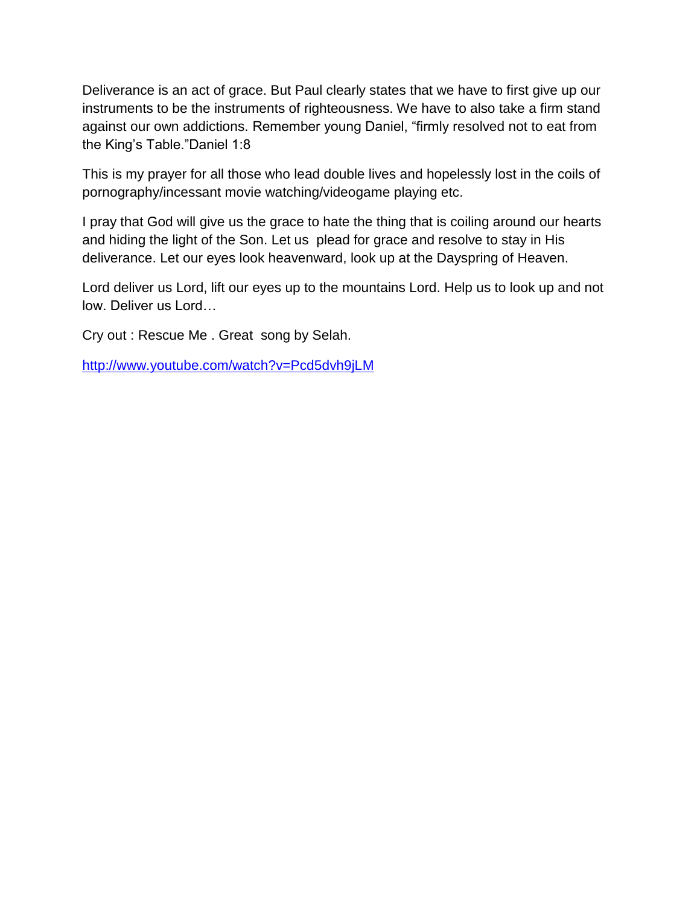Deliverance is an act of grace. But Paul clearly states that we have to first give up our instruments to be the instruments of righteousness. We have to also take a firm stand against our own addictions. Remember young Daniel, "firmly resolved not to eat from the King's Table."Daniel 1:8

This is my prayer for all those who lead double lives and hopelessly lost in the coils of pornography/incessant movie watching/videogame playing etc.

I pray that God will give us the grace to hate the thing that is coiling around our hearts and hiding the light of the Son. Let us plead for grace and resolve to stay in His deliverance. Let our eyes look heavenward, look up at the Dayspring of Heaven.

Lord deliver us Lord, lift our eyes up to the mountains Lord. Help us to look up and not low. Deliver us Lord…

Cry out : Rescue Me . Great song by Selah.

[http://www.youtube.com/watch?v=Pcd5dvh9jLM](http://www.youtube.com/watch?v=Pcd5dvh9jLM)